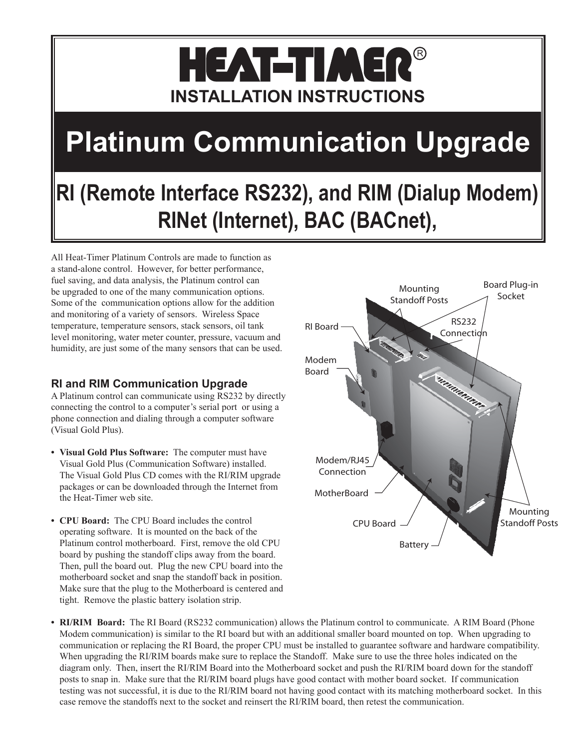# HEAT-TIMER®

## INSTALLATION INSTRUCTIONS

# Platinum Communication Upgrade

## RI (Remote Interface RS232), and RIM (Dialup Modem) RINet (Internet), BAC (BACnet),

All Heat-Timer Platinum Controls are made to function as a stand-alone control. However, for better performance, fuel saving, and data analysis, the Platinum control can be upgraded to one of the many communication options. Some of the communication options allow for the addition and monitoring of a variety of sensors. Wireless Space temperature, temperature sensors, stack sensors, oil tank level monitoring, water meter counter, pressure, vacuum and humidity, are just some of the many sensors that can be used.

### RI and RIM Communication Upgrade

A Platinum control can communicate using RS232 by directly connecting the control to a computer's serial port or using a phone connection and dialing through a computer software (Visual Gold Plus).

- **Visual Gold Plus Software:** The computer must have Visual Gold Plus (Communication Software) installed. The Visual Gold Plus CD comes with the RI/RIM upgrade packages or can be downloaded through the Internet from the Heat-Timer web site.
- **CPU Board:** The CPU Board includes the control operating software. It is mounted on the back of the Platinum control motherboard. First, remove the old CPU board by pushing the standoff clips away from the board. Then, pull the board out. Plug the new CPU board into the motherboard socket and snap the standoff back in position. Make sure that the plug to the Motherboard is centered and tight. Remove the plastic battery isolation strip.

Mounting Standoff Posts | Board Plug-in Socket | RI Board | RS232 Connection | Modem Board | Modem/RJ45 Connection | MotherBoard | CPU Board | Battery | Mounting Standoff Posts

- **RI/RIM Board:** The RI Board (RS232 communication) allows the Platinum control to communicate. A RIM Board (Phone Modem communication) is similar to the RI board but with an additional smaller board mounted on top. When upgrading to communication or replacing the RI Board, the proper CPU must be installed to guarantee software and hardware compatibility. When upgrading the RI/RIM boards make sure to replace the Standoff. Make sure to use the three holes indicated on the diagram only. Then, insert the RI/RIM Board into the Motherboard socket and push the RI/RIM board down for the standoff posts to snap in. Make sure that the RI/RIM board plugs have good contact with mother board socket. If communication testing was not successful, it is due to the RI/RIM board not having good contact with its matching motherboard socket. In this case remove the standoffs next to the socket and reinsert the RI/RIM board, then retest the communication.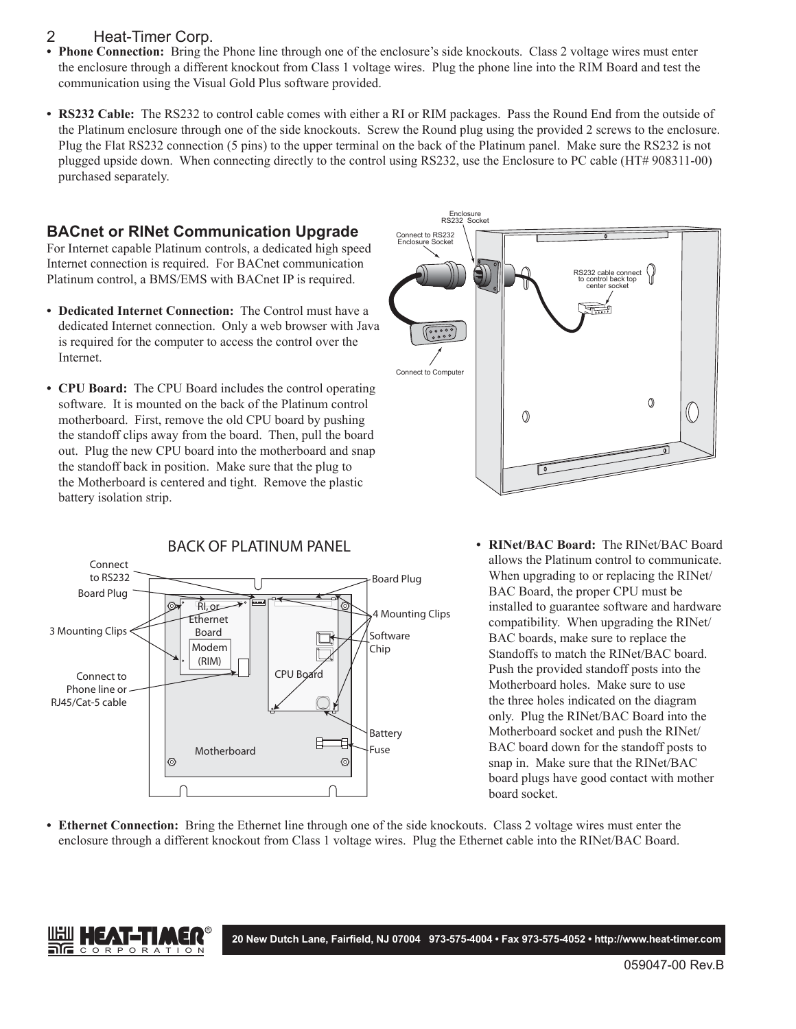- **Phone Connection:** Bring the Phone line through one of the enclosure's side knockouts. Class 2 voltage wires must enter the enclosure through a different knockout from Class 1 voltage wires. Plug the phone line into the RIM Board and test the communication using the Visual Gold Plus software provided.

- **RS232 Cable:** The RS232 to control cable comes with either a RI or RIM packages. Pass the Round End from the outside of the Platinum enclosure through one of the side knockouts. Screw the Round plug using the provided 2 screws to the enclosure. Plug the Flat RS232 connection (5 pins) to the upper terminal on the back of the Platinum panel. Make sure the RS232 is not plugged upside down. When connecting directly to the control using RS232, use the Enclosure to PC cable (HT# 908311-00) purchased separately.

## BACnet or RINet Communication Upgrade

For Internet capable Platinum controls, a dedicated high speed Internet connection is required. For BACnet communication Platinum control, a BMS/EMS with BACnet IP is required.

- **Dedicated Internet Connection:** The Control must have a dedicated Internet connection. Only a web browser with Java is required for the computer to access the control over the Internet.

- **CPU Board:** The CPU Board includes the control operating software. It is mounted on the back of the Platinum control motherboard. First, remove the old CPU board by pushing the standoff clips away from the board. Then, pull the board out. Plug the new CPU board into the motherboard and snap the standoff back in position. Make sure that the plug to the Motherboard is centered and tight. Remove the plastic battery isolation strip.

Enclosure RS232 Socket
Connect to RS232 Enclosure Socket
RS232 cable connect to control back top center socket
Connect to Computer

BACK OF PLATINUM PANEL

Connect to RS232
Board Plug
3 Mounting Clips
Connect to Phone line or RJ45/Cat-5 cable
RI, or Ethernet Board
Modem (RIM)
CPU Board
Motherboard
Board Plug
4 Mounting Clips
Software Chip
Battery
Fuse

- **RINet/BAC Board:** The RINet/BAC Board allows the Platinum control to communicate. When upgrading to or replacing the RINet/BAC Board, the proper CPU must be installed to guarantee software and hardware compatibility. When upgrading the RINet/BAC boards, make sure to replace the Standoffs to match the RINet/BAC board. Push the provided standoff posts into the Motherboard holes. Make sure to use the three holes indicated on the diagram only. Plug the RINet/BAC Board into the Motherboard socket and push the RINet/BAC board down for the standoff posts to snap in. Make sure that the RINet/BAC board plugs have good contact with mother board socket.

- **Ethernet Connection:** Bring the Ethernet line through one of the side knockouts. Class 2 voltage wires must enter the enclosure through a different knockout from Class 1 voltage wires. Plug the Ethernet cable into the RINet/BAC Board.

20 New Dutch Lane, Fairfield, NJ 07004 973-575-4004 • Fax 973-575-4052 • http://www.heat-timer.com

059047-00 Rev.B